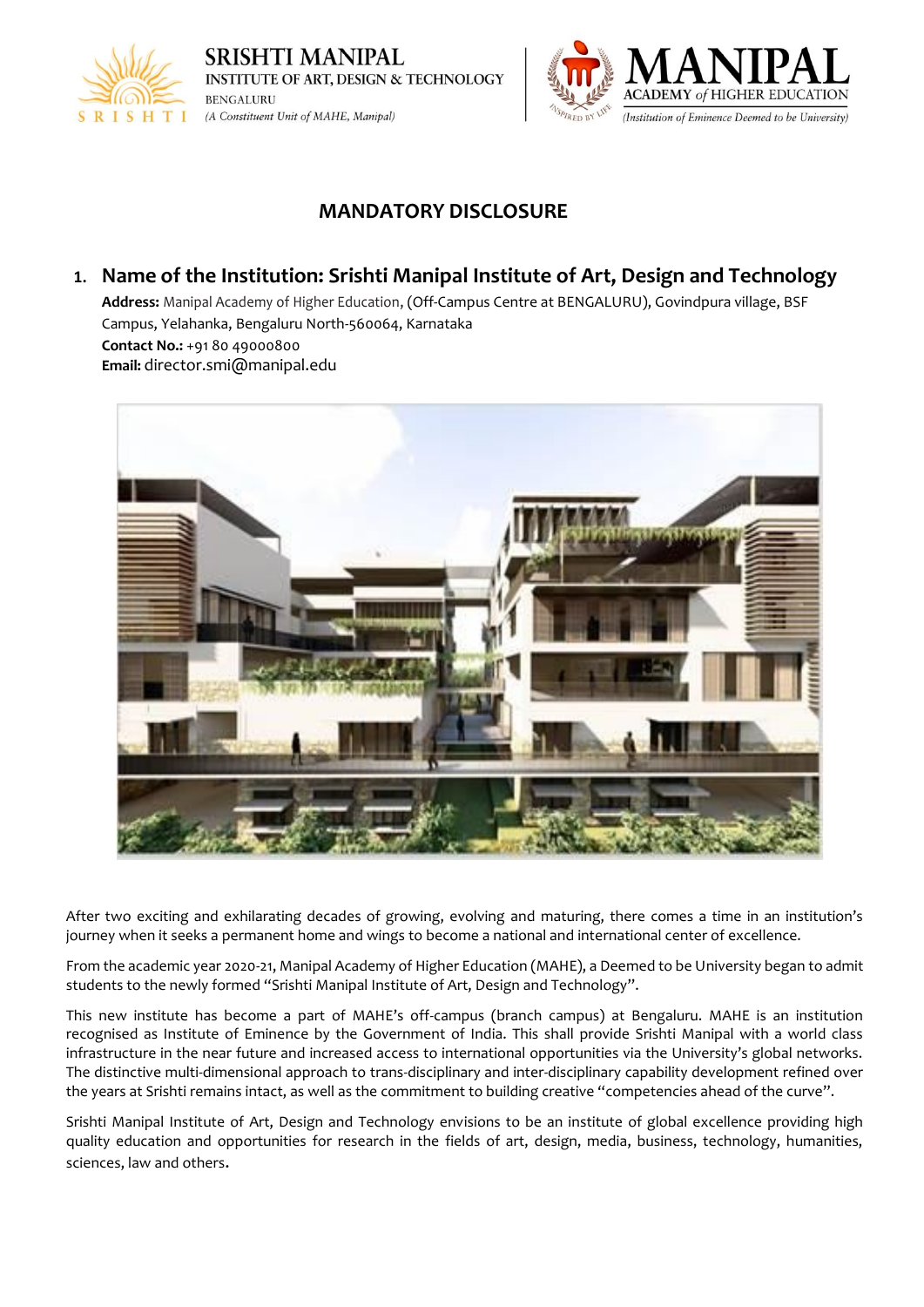# MANDATORY DISCLOSURE

## 1. Name of the Institution: Srishti Manipal Institute of Art, Design and Technology

**Address:** Manipal Academy of Higher Education, (Off-Campus Centre at BENGALURU), Govindpura village, BSF Campus, Yelahanka, Bengaluru North-560064, Karnataka
**Contact No.:** +91 80 49000800
**Email:** director.smi@manipal.edu

After two exciting and exhilarating decades of growing, evolving and maturing, there comes a time in an institution's journey when it seeks a permanent home and wings to become a national and international center of excellence.

From the academic year 2020-21, Manipal Academy of Higher Education (MAHE), a Deemed to be University began to admit students to the newly formed "Srishti Manipal Institute of Art, Design and Technology".

This new institute has become a part of MAHE's off-campus (branch campus) at Bengaluru. MAHE is an institution recognised as Institute of Eminence by the Government of India. This shall provide Srishti Manipal with a world class infrastructure in the near future and increased access to international opportunities via the University's global networks. The distinctive multi-dimensional approach to trans-disciplinary and inter-disciplinary capability development refined over the years at Srishti remains intact, as well as the commitment to building creative "competencies ahead of the curve".

Srishti Manipal Institute of Art, Design and Technology envisions to be an institute of global excellence providing high quality education and opportunities for research in the fields of art, design, media, business, technology, humanities, sciences, law and others.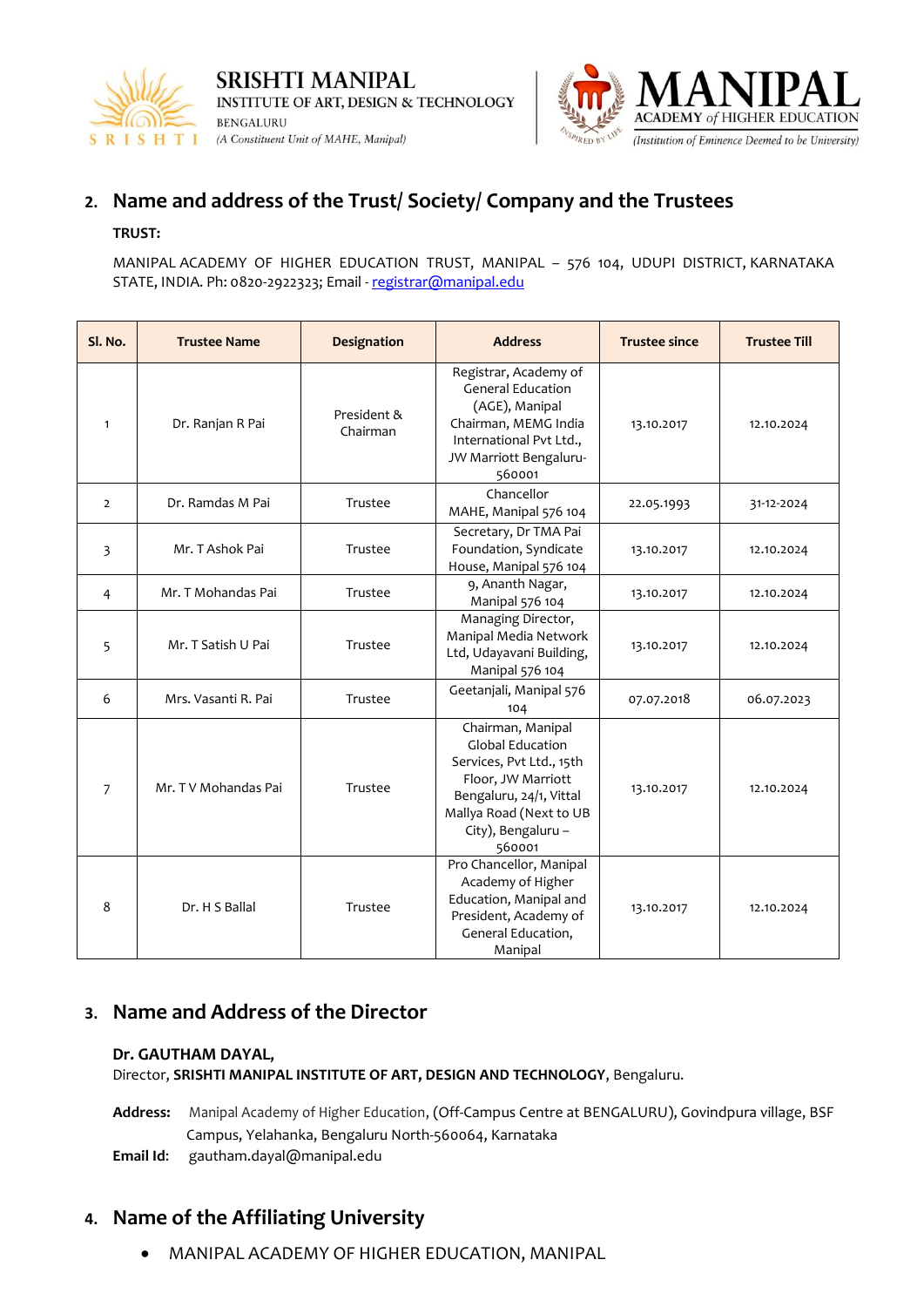## 2. Name and address of the Trust/ Society/ Company and the Trustees

**TRUST:**

MANIPAL ACADEMY OF HIGHER EDUCATION TRUST, MANIPAL – 576 104, UDUPI DISTRICT, KARNATAKA STATE, INDIA. Ph: 0820-2922323; Email - registrar@manipal.edu

| Sl. No. | Trustee Name | Designation | Address | Trustee since | Trustee Till |
|---|---|---|---|---|---|
| 1 | Dr. Ranjan R Pai | President & Chairman | Registrar, Academy of General Education (AGE), Manipal Chairman, MEMG India International Pvt Ltd., JW Marriott Bengaluru-560001 | 13.10.2017 | 12.10.2024 |
| 2 | Dr. Ramdas M Pai | Trustee | Chancellor MAHE, Manipal 576 104 | 22.05.1993 | 31-12-2024 |
| 3 | Mr. T Ashok Pai | Trustee | Secretary, Dr TMA Pai Foundation, Syndicate House, Manipal 576 104 | 13.10.2017 | 12.10.2024 |
| 4 | Mr. T Mohandas Pai | Trustee | 9, Ananth Nagar, Manipal 576 104 | 13.10.2017 | 12.10.2024 |
| 5 | Mr. T Satish U Pai | Trustee | Managing Director, Manipal Media Network Ltd, Udayavani Building, Manipal 576 104 | 13.10.2017 | 12.10.2024 |
| 6 | Mrs. Vasanti R. Pai | Trustee | Geetanjali, Manipal 576 104 | 07.07.2018 | 06.07.2023 |
| 7 | Mr. T V Mohandas Pai | Trustee | Chairman, Manipal Global Education Services, Pvt Ltd., 15th Floor, JW Marriott Bengaluru, 24/1, Vittal Mallya Road (Next to UB City), Bengaluru – 560001 | 13.10.2017 | 12.10.2024 |
| 8 | Dr. H S Ballal | Trustee | Pro Chancellor, Manipal Academy of Higher Education, Manipal and President, Academy of General Education, Manipal | 13.10.2017 | 12.10.2024 |

## 3. Name and Address of the Director

**Dr. GAUTHAM DAYAL,**
Director, **SRISHTI MANIPAL INSTITUTE OF ART, DESIGN AND TECHNOLOGY**, Bengaluru.

**Address:** Manipal Academy of Higher Education, (Off-Campus Centre at BENGALURU), Govindpura village, BSF Campus, Yelahanka, Bengaluru North-560064, Karnataka

**Email Id:** gautham.dayal@manipal.edu

## 4. Name of the Affiliating University

- MANIPAL ACADEMY OF HIGHER EDUCATION, MANIPAL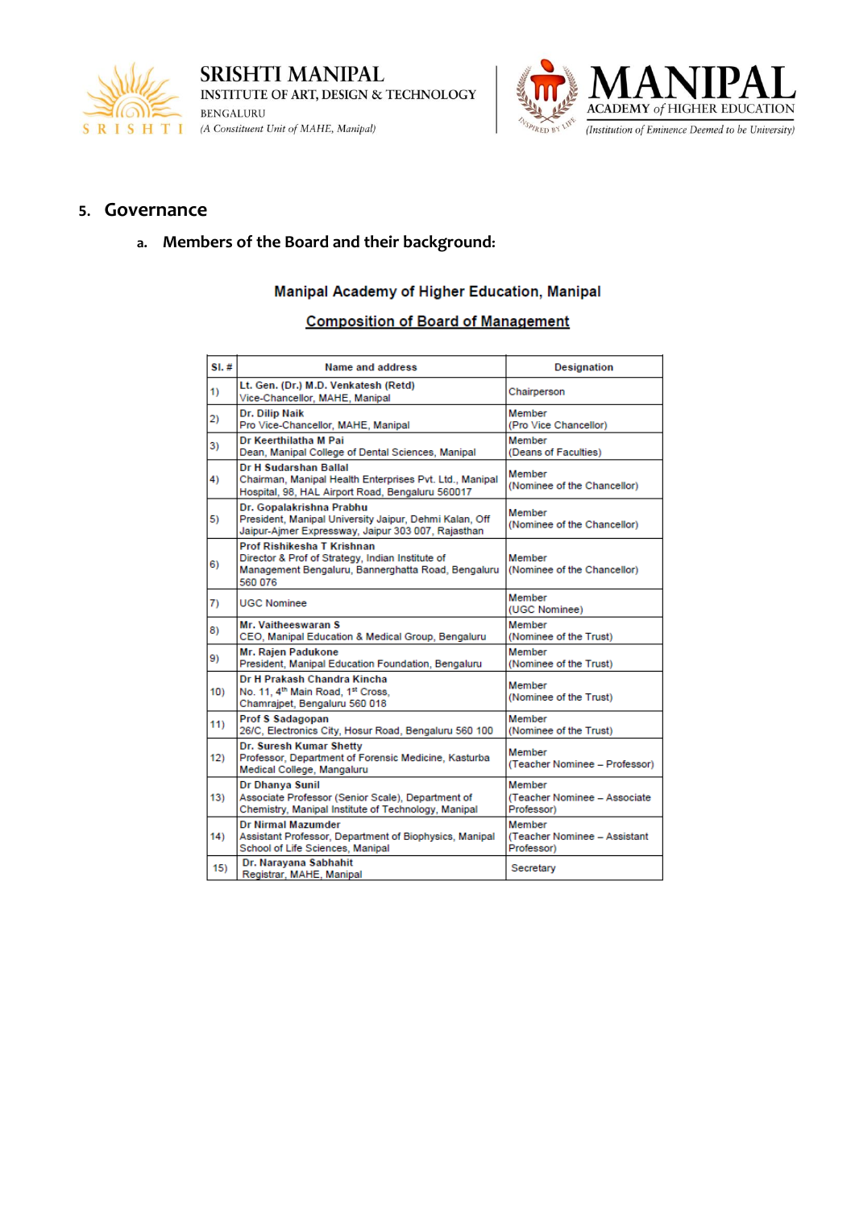## 5. Governance

### a. Members of the Board and their background:

**Manipal Academy of Higher Education, Manipal**

**Composition of Board of Management**

| Sl. # | Name and address | Designation |
|---|---|---|
| 1) | **Lt. Gen. (Dr.) M.D. Venkatesh (Retd)**<br>Vice-Chancellor, MAHE, Manipal | Chairperson |
| 2) | **Dr. Dilip Naik**<br>Pro Vice-Chancellor, MAHE, Manipal | Member<br>(Pro Vice Chancellor) |
| 3) | **Dr Keerthilatha M Pai**<br>Dean, Manipal College of Dental Sciences, Manipal | Member<br>(Deans of Faculties) |
| 4) | **Dr H Sudarshan Ballal**<br>Chairman, Manipal Health Enterprises Pvt. Ltd., Manipal Hospital, 98, HAL Airport Road, Bengaluru 560017 | Member<br>(Nominee of the Chancellor) |
| 5) | **Dr. Gopalakrishna Prabhu**<br>President, Manipal University Jaipur, Dehmi Kalan, Off Jaipur-Ajmer Expressway, Jaipur 303 007, Rajasthan | Member<br>(Nominee of the Chancellor) |
| 6) | **Prof Rishikesha T Krishnan**<br>Director & Prof of Strategy, Indian Institute of Management Bengaluru, Bannerghatta Road, Bengaluru 560 076 | Member<br>(Nominee of the Chancellor) |
| 7) | UGC Nominee | Member<br>(UGC Nominee) |
| 8) | **Mr. Vaitheeswaran S**<br>CEO, Manipal Education & Medical Group, Bengaluru | Member<br>(Nominee of the Trust) |
| 9) | **Mr. Rajen Padukone**<br>President, Manipal Education Foundation, Bengaluru | Member<br>(Nominee of the Trust) |
| 10) | **Dr H Prakash Chandra Kincha**<br>No. 11, 4th Main Road, 1st Cross, Chamrajpet, Bengaluru 560 018 | Member<br>(Nominee of the Trust) |
| 11) | **Prof S Sadagopan**<br>26/C, Electronics City, Hosur Road, Bengaluru 560 100 | Member<br>(Nominee of the Trust) |
| 12) | **Dr. Suresh Kumar Shetty**<br>Professor, Department of Forensic Medicine, Kasturba Medical College, Mangaluru | Member<br>(Teacher Nominee – Professor) |
| 13) | **Dr Dhanya Sunil**<br>Associate Professor (Senior Scale), Department of Chemistry, Manipal Institute of Technology, Manipal | Member<br>(Teacher Nominee – Associate Professor) |
| 14) | **Dr Nirmal Mazumder**<br>Assistant Professor, Department of Biophysics, Manipal School of Life Sciences, Manipal | Member<br>(Teacher Nominee – Assistant Professor) |
| 15) | **Dr. Narayana Sabhahit**<br>Registrar, MAHE, Manipal | Secretary |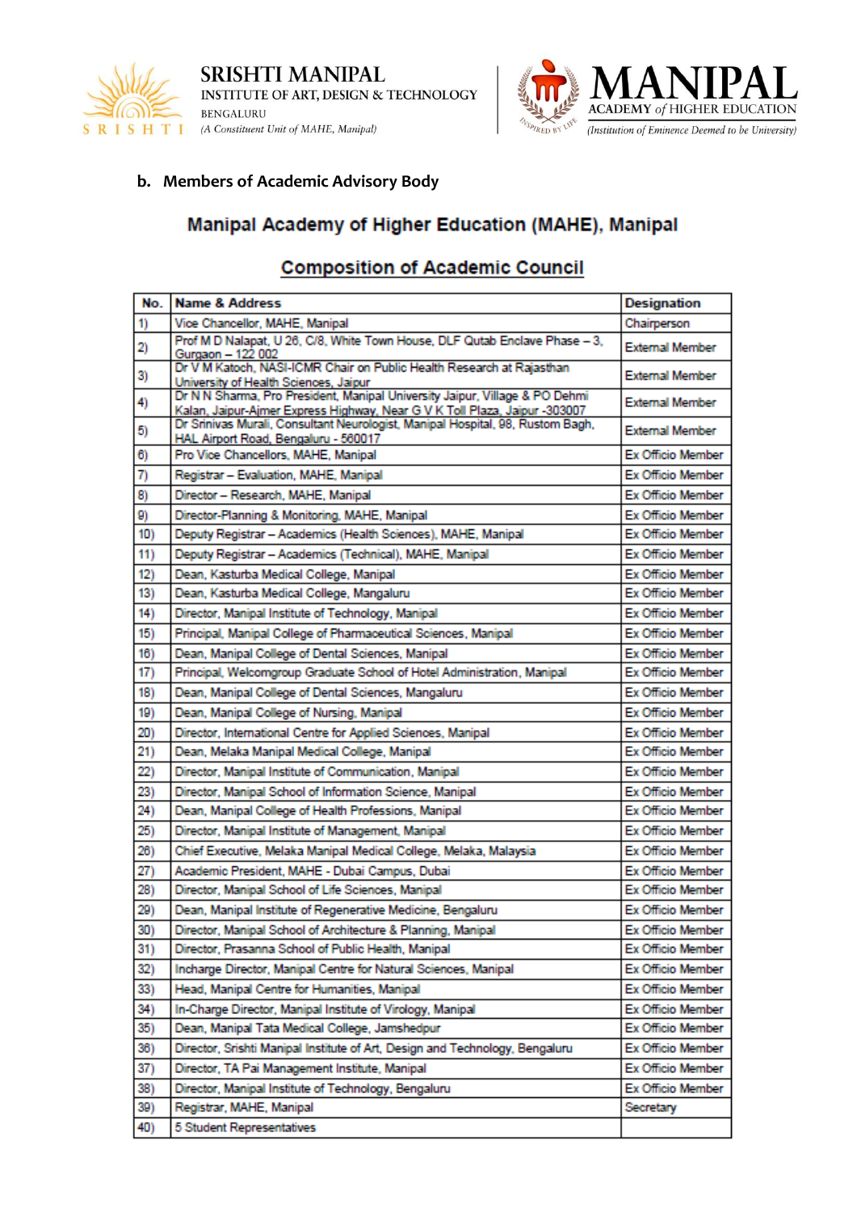**b. Members of Academic Advisory Body**

## Manipal Academy of Higher Education (MAHE), Manipal

## Composition of Academic Council

| No. | Name & Address | Designation |
|---|---|---|
| 1) | Vice Chancellor, MAHE, Manipal | Chairperson |
| 2) | Prof M D Nalapat, U 26, C/8, White Town House, DLF Qutab Enclave Phase – 3, Gurgaon – 122 002 | External Member |
| 3) | Dr V M Katoch, NASI-ICMR Chair on Public Health Research at Rajasthan University of Health Sciences, Jaipur | External Member |
| 4) | Dr N N Sharma, Pro President, Manipal University Jaipur, Village & PO Dehmi Kalan, Jaipur-Ajmer Express Highway, Near G V K Toll Plaza, Jaipur -303007 | External Member |
| 5) | Dr Srinivas Murali, Consultant Neurologist, Manipal Hospital, 98, Rustom Bagh, HAL Airport Road, Bengaluru - 560017 | External Member |
| 6) | Pro Vice Chancellors, MAHE, Manipal | Ex Officio Member |
| 7) | Registrar – Evaluation, MAHE, Manipal | Ex Officio Member |
| 8) | Director – Research, MAHE, Manipal | Ex Officio Member |
| 9) | Director-Planning & Monitoring, MAHE, Manipal | Ex Officio Member |
| 10) | Deputy Registrar – Academics (Health Sciences), MAHE, Manipal | Ex Officio Member |
| 11) | Deputy Registrar – Academics (Technical), MAHE, Manipal | Ex Officio Member |
| 12) | Dean, Kasturba Medical College, Manipal | Ex Officio Member |
| 13) | Dean, Kasturba Medical College, Mangaluru | Ex Officio Member |
| 14) | Director, Manipal Institute of Technology, Manipal | Ex Officio Member |
| 15) | Principal, Manipal College of Pharmaceutical Sciences, Manipal | Ex Officio Member |
| 16) | Dean, Manipal College of Dental Sciences, Manipal | Ex Officio Member |
| 17) | Principal, Welcomgroup Graduate School of Hotel Administration, Manipal | Ex Officio Member |
| 18) | Dean, Manipal College of Dental Sciences, Mangaluru | Ex Officio Member |
| 19) | Dean, Manipal College of Nursing, Manipal | Ex Officio Member |
| 20) | Director, International Centre for Applied Sciences, Manipal | Ex Officio Member |
| 21) | Dean, Melaka Manipal Medical College, Manipal | Ex Officio Member |
| 22) | Director, Manipal Institute of Communication, Manipal | Ex Officio Member |
| 23) | Director, Manipal School of Information Science, Manipal | Ex Officio Member |
| 24) | Dean, Manipal College of Health Professions, Manipal | Ex Officio Member |
| 25) | Director, Manipal Institute of Management, Manipal | Ex Officio Member |
| 26) | Chief Executive, Melaka Manipal Medical College, Melaka, Malaysia | Ex Officio Member |
| 27) | Academic President, MAHE - Dubai Campus, Dubai | Ex Officio Member |
| 28) | Director, Manipal School of Life Sciences, Manipal | Ex Officio Member |
| 29) | Dean, Manipal Institute of Regenerative Medicine, Bengaluru | Ex Officio Member |
| 30) | Director, Manipal School of Architecture & Planning, Manipal | Ex Officio Member |
| 31) | Director, Prasanna School of Public Health, Manipal | Ex Officio Member |
| 32) | Incharge Director, Manipal Centre for Natural Sciences, Manipal | Ex Officio Member |
| 33) | Head, Manipal Centre for Humanities, Manipal | Ex Officio Member |
| 34) | In-Charge Director, Manipal Institute of Virology, Manipal | Ex Officio Member |
| 35) | Dean, Manipal Tata Medical College, Jamshedpur | Ex Officio Member |
| 36) | Director, Srishti Manipal Institute of Art, Design and Technology, Bengaluru | Ex Officio Member |
| 37) | Director, TA Pai Management Institute, Manipal | Ex Officio Member |
| 38) | Director, Manipal Institute of Technology, Bengaluru | Ex Officio Member |
| 39) | Registrar, MAHE, Manipal | Secretary |
| 40) | 5 Student Representatives | |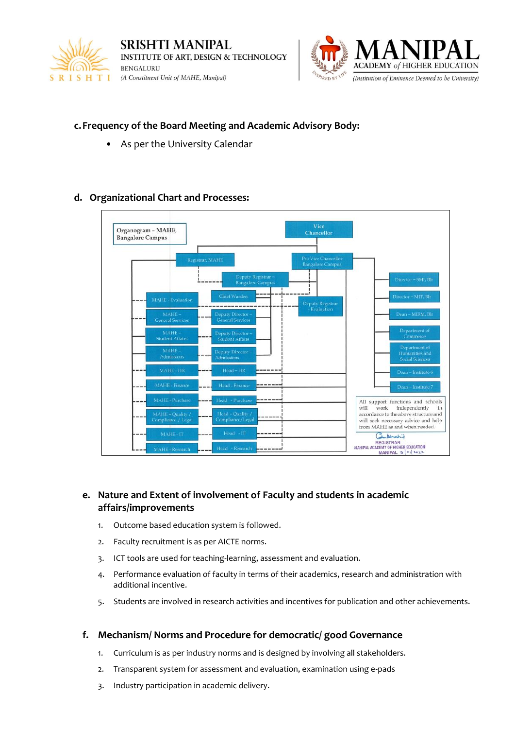c. **Frequency of the Board Meeting and Academic Advisory Body:**

- As per the University Calendar

## d. Organizational Chart and Processes:

Organogram – MAHE, Bangalore Campus

- Vice Chancellor
- Registrar, MAHE
- Pro Vice Chancellor Bangalore Campus
- Deputy Registrar – Bangalore Campus
- Deputy Registrar – Evaluation
- Chief Warden
- MAHE - Evaluation
- MAHE – General Services
- Deputy Director – General Services
- MAHE – Student Affairs
- Deputy Director – Student Affairs
- MAHE – Admissions
- Deputy Director – Admissions
- MAHE - HR
- Head – HR
- MAHE - Finance
- Head - Finance
- MAHE - Purchase
- Head - Purchase
- MAHE – Quality / Compliance / Legal
- Head – Quality / Compliance/Legal
- MAHE - IT
- Head - IT
- MAHE - Research
- Head - Research
- Director – SMI, Blr
- Director – MIT, Blr
- Dean – MIRM, Blr
- Department of Commerce
- Department of Humanities and Social Sciences
- Dean – Institute 6
- Dean – Institute 7

All support functions and schools will work independently in accordance to the above structure and will seek necessary advice and help from MAHE as and when needed.

REGISTRAR
MANIPAL ACADEMY OF HIGHER EDUCATION
MANIPAL 5|01|2022

## e. Nature and Extent of involvement of Faculty and students in academic affairs/improvements

1. Outcome based education system is followed.
2. Faculty recruitment is as per AICTE norms.
3. ICT tools are used for teaching-learning, assessment and evaluation.
4. Performance evaluation of faculty in terms of their academics, research and administration with additional incentive.
5. Students are involved in research activities and incentives for publication and other achievements.

## f. Mechanism/ Norms and Procedure for democratic/ good Governance

1. Curriculum is as per industry norms and is designed by involving all stakeholders.
2. Transparent system for assessment and evaluation, examination using e-pads
3. Industry participation in academic delivery.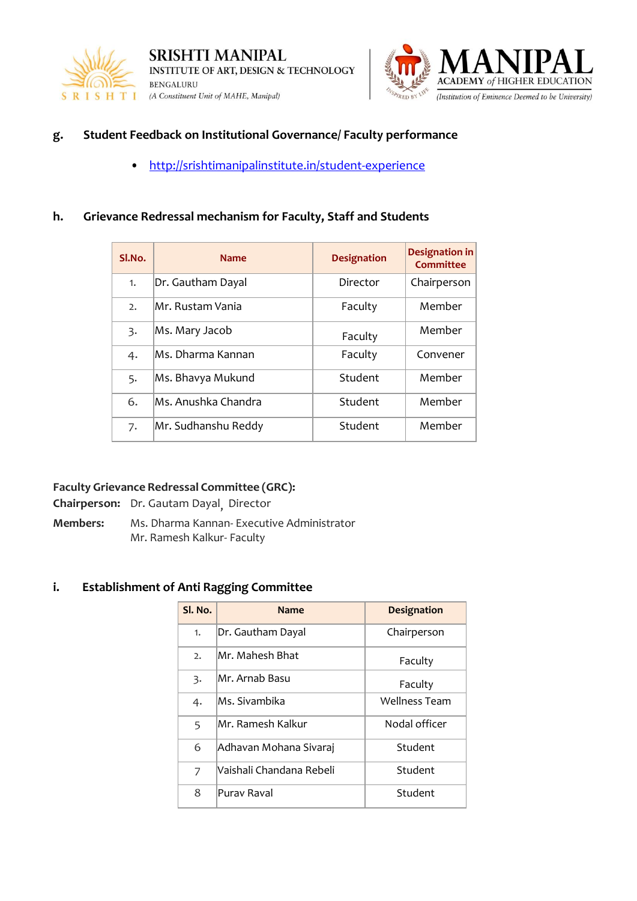**g. Student Feedback on Institutional Governance/ Faculty performance**

- http://srishtimanipalinstitute.in/student-experience

**h. Grievance Redressal mechanism for Faculty, Staff and Students**

| Sl.No. | Name | Designation | Designation in Committee |
|---|---|---|---|
| 1. | Dr. Gautham Dayal | Director | Chairperson |
| 2. | Mr. Rustam Vania | Faculty | Member |
| 3. | Ms. Mary Jacob | Faculty | Member |
| 4. | Ms. Dharma Kannan | Faculty | Convener |
| 5. | Ms. Bhavya Mukund | Student | Member |
| 6. | Ms. Anushka Chandra | Student | Member |
| 7. | Mr. Sudhanshu Reddy | Student | Member |

**Faculty Grievance Redressal Committee (GRC):**

**Chairperson:** Dr. Gautam Dayal, Director

**Members:** Ms. Dharma Kannan- Executive Administrator
Mr. Ramesh Kalkur- Faculty

**i. Establishment of Anti Ragging Committee**

| Sl. No. | Name | Designation |
|---|---|---|
| 1. | Dr. Gautham Dayal | Chairperson |
| 2. | Mr. Mahesh Bhat | Faculty |
| 3. | Mr. Arnab Basu | Faculty |
| 4. | Ms. Sivambika | Wellness Team |
| 5 | Mr. Ramesh Kalkur | Nodal officer |
| 6 | Adhavan Mohana Sivaraj | Student |
| 7 | Vaishali Chandana Rebeli | Student |
| 8 | Purav Raval | Student |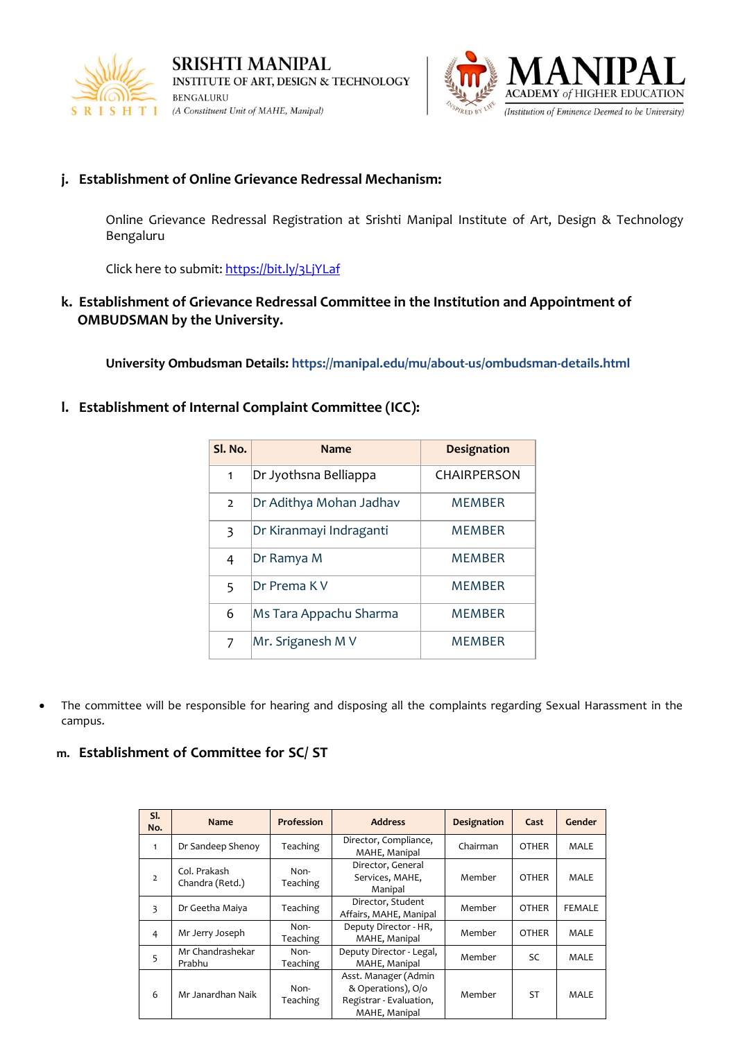### j. Establishment of Online Grievance Redressal Mechanism:

Online Grievance Redressal Registration at Srishti Manipal Institute of Art, Design & Technology Bengaluru

Click here to submit: [https://bit.ly/3LjYLaf](https://bit.ly/3LjYLaf)

### k. Establishment of Grievance Redressal Committee in the Institution and Appointment of OMBUDSMAN by the University.

**University Ombudsman Details: https://manipal.edu/mu/about-us/ombudsman-details.html**

### l. Establishment of Internal Complaint Committee (ICC):

| Sl. No. | Name | Designation |
|---|---|---|
| 1 | Dr Jyothsna Belliappa | CHAIRPERSON |
| 2 | Dr Adithya Mohan Jadhav | MEMBER |
| 3 | Dr Kiranmayi Indraganti | MEMBER |
| 4 | Dr Ramya M | MEMBER |
| 5 | Dr Prema K V | MEMBER |
| 6 | Ms Tara Appachu Sharma | MEMBER |
| 7 | Mr. Sriganesh M V | MEMBER |

- The committee will be responsible for hearing and disposing all the complaints regarding Sexual Harassment in the campus.

### m. Establishment of Committee for SC/ ST

| Sl. No. | Name | Profession | Address | Designation | Cast | Gender |
|---|---|---|---|---|---|---|
| 1 | Dr Sandeep Shenoy | Teaching | Director, Compliance, MAHE, Manipal | Chairman | OTHER | MALE |
| 2 | Col. Prakash Chandra (Retd.) | Non-Teaching | Director, General Services, MAHE, Manipal | Member | OTHER | MALE |
| 3 | Dr Geetha Maiya | Teaching | Director, Student Affairs, MAHE, Manipal | Member | OTHER | FEMALE |
| 4 | Mr Jerry Joseph | Non-Teaching | Deputy Director - HR, MAHE, Manipal | Member | OTHER | MALE |
| 5 | Mr Chandrashekar Prabhu | Non-Teaching | Deputy Director - Legal, MAHE, Manipal | Member | SC | MALE |
| 6 | Mr Janardhan Naik | Non-Teaching | Asst. Manager (Admin & Operations), O/o Registrar - Evaluation, MAHE, Manipal | Member | ST | MALE |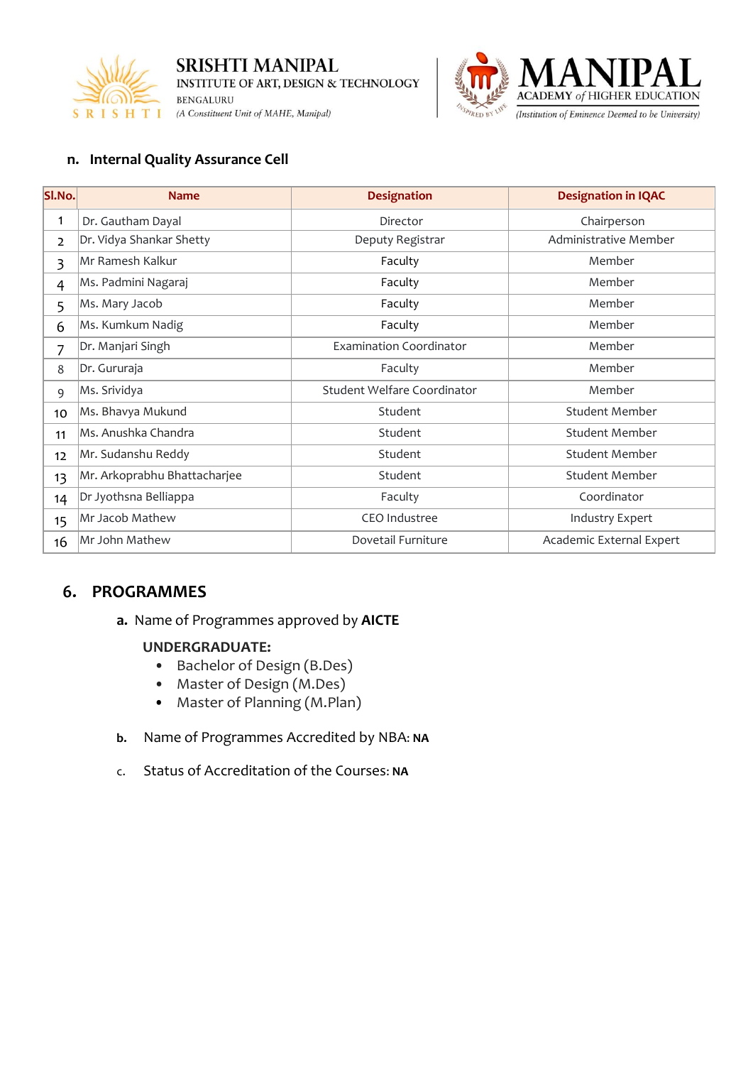### n. Internal Quality Assurance Cell

| Sl.No. | Name | Designation | Designation in IQAC |
|---|---|---|---|
| 1 | Dr. Gautham Dayal | Director | Chairperson |
| 2 | Dr. Vidya Shankar Shetty | Deputy Registrar | Administrative Member |
| 3 | Mr Ramesh Kalkur | Faculty | Member |
| 4 | Ms. Padmini Nagaraj | Faculty | Member |
| 5 | Ms. Mary Jacob | Faculty | Member |
| 6 | Ms. Kumkum Nadig | Faculty | Member |
| 7 | Dr. Manjari Singh | Examination Coordinator | Member |
| 8 | Dr. Gururaja | Faculty | Member |
| 9 | Ms. Srividya | Student Welfare Coordinator | Member |
| 10 | Ms. Bhavya Mukund | Student | Student Member |
| 11 | Ms. Anushka Chandra | Student | Student Member |
| 12 | Mr. Sudanshu Reddy | Student | Student Member |
| 13 | Mr. Arkoprabhu Bhattacharjee | Student | Student Member |
| 14 | Dr Jyothsna Belliappa | Faculty | Coordinator |
| 15 | Mr Jacob Mathew | CEO Industree | Industry Expert |
| 16 | Mr John Mathew | Dovetail Furniture | Academic External Expert |

## 6. PROGRAMMES

**a.** Name of Programmes approved by **AICTE**

**UNDERGRADUATE:**

- Bachelor of Design (B.Des)
- Master of Design (M.Des)
- Master of Planning (M.Plan)

**b.** Name of Programmes Accredited by NBA: **NA**

c. Status of Accreditation of the Courses: **NA**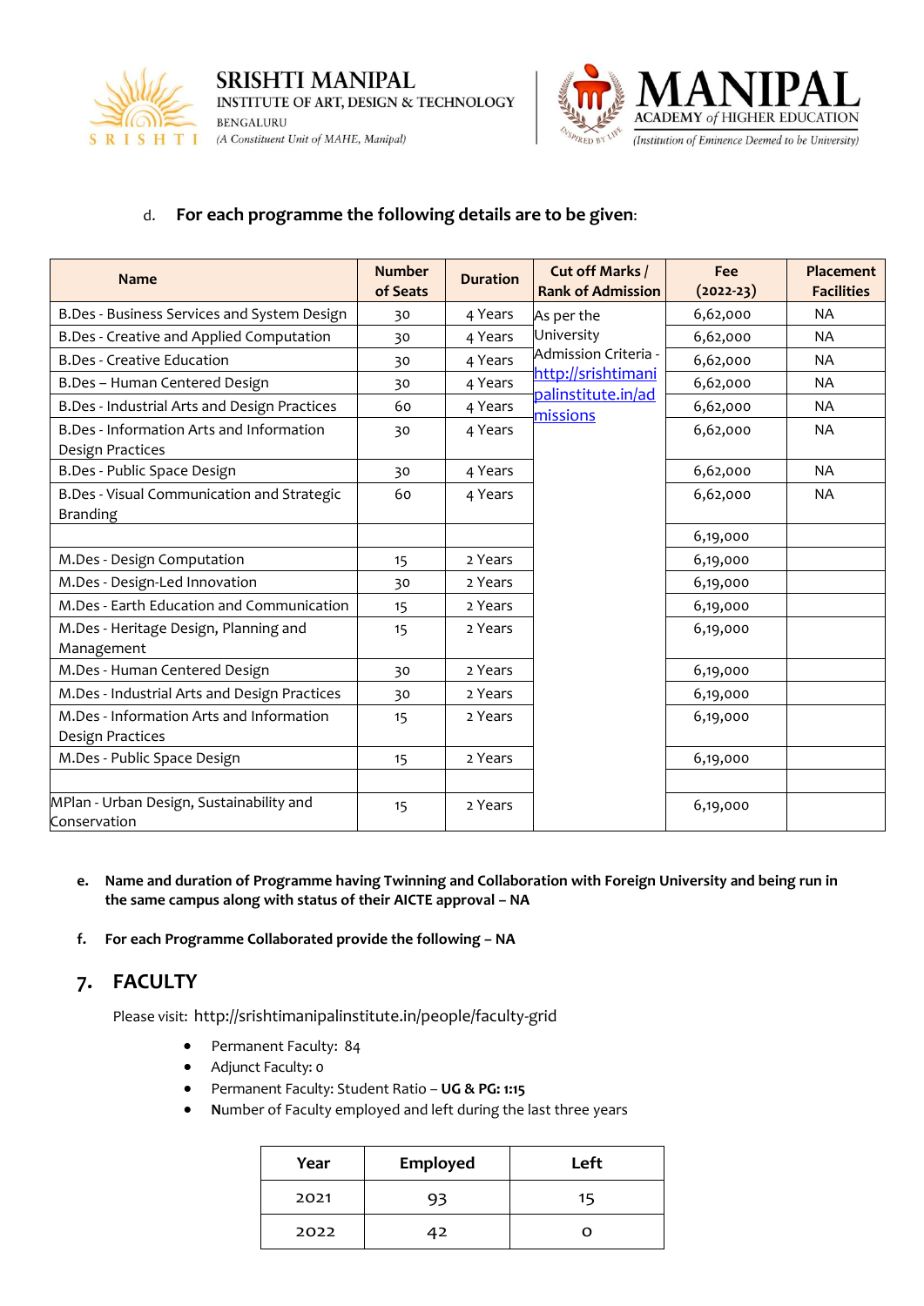d. **For each programme the following details are to be given:**

| Name | Number of Seats | Duration | Cut off Marks / Rank of Admission | Fee (2022-23) | Placement Facilities |
|---|---|---|---|---|---|
| B.Des - Business Services and System Design | 30 | 4 Years | As per the University Admission Criteria - [http://srishtimanipalinstitute.in/admissions](http://srishtimanipalinstitute.in/admissions) | 6,62,000 | NA |
| B.Des - Creative and Applied Computation | 30 | 4 Years | | 6,62,000 | NA |
| B.Des - Creative Education | 30 | 4 Years | | 6,62,000 | NA |
| B.Des – Human Centered Design | 30 | 4 Years | | 6,62,000 | NA |
| B.Des - Industrial Arts and Design Practices | 60 | 4 Years | | 6,62,000 | NA |
| B.Des - Information Arts and Information Design Practices | 30 | 4 Years | | 6,62,000 | NA |
| B.Des - Public Space Design | 30 | 4 Years | | 6,62,000 | NA |
| B.Des - Visual Communication and Strategic Branding | 60 | 4 Years | | 6,62,000 | NA |
| | | | | 6,19,000 | |
| M.Des - Design Computation | 15 | 2 Years | | 6,19,000 | |
| M.Des - Design-Led Innovation | 30 | 2 Years | | 6,19,000 | |
| M.Des - Earth Education and Communication | 15 | 2 Years | | 6,19,000 | |
| M.Des - Heritage Design, Planning and Management | 15 | 2 Years | | 6,19,000 | |
| M.Des - Human Centered Design | 30 | 2 Years | | 6,19,000 | |
| M.Des - Industrial Arts and Design Practices | 30 | 2 Years | | 6,19,000 | |
| M.Des - Information Arts and Information Design Practices | 15 | 2 Years | | 6,19,000 | |
| M.Des - Public Space Design | 15 | 2 Years | | 6,19,000 | |
| | | | | | |
| MPlan - Urban Design, Sustainability and Conservation | 15 | 2 Years | | 6,19,000 | |

e. **Name and duration of Programme having Twinning and Collaboration with Foreign University and being run in the same campus along with status of their AICTE approval – NA**

f. **For each Programme Collaborated provide the following – NA**

## 7. FACULTY

Please visit: http://srishtimanipalinstitute.in/people/faculty-grid

- Permanent Faculty: 84
- Adjunct Faculty: 0
- Permanent Faculty: Student Ratio – **UG & PG: 1:15**
- Number of Faculty employed and left during the last three years

| Year | Employed | Left |
|---|---|---|
| 2021 | 93 | 15 |
| 2022 | 42 | 0 |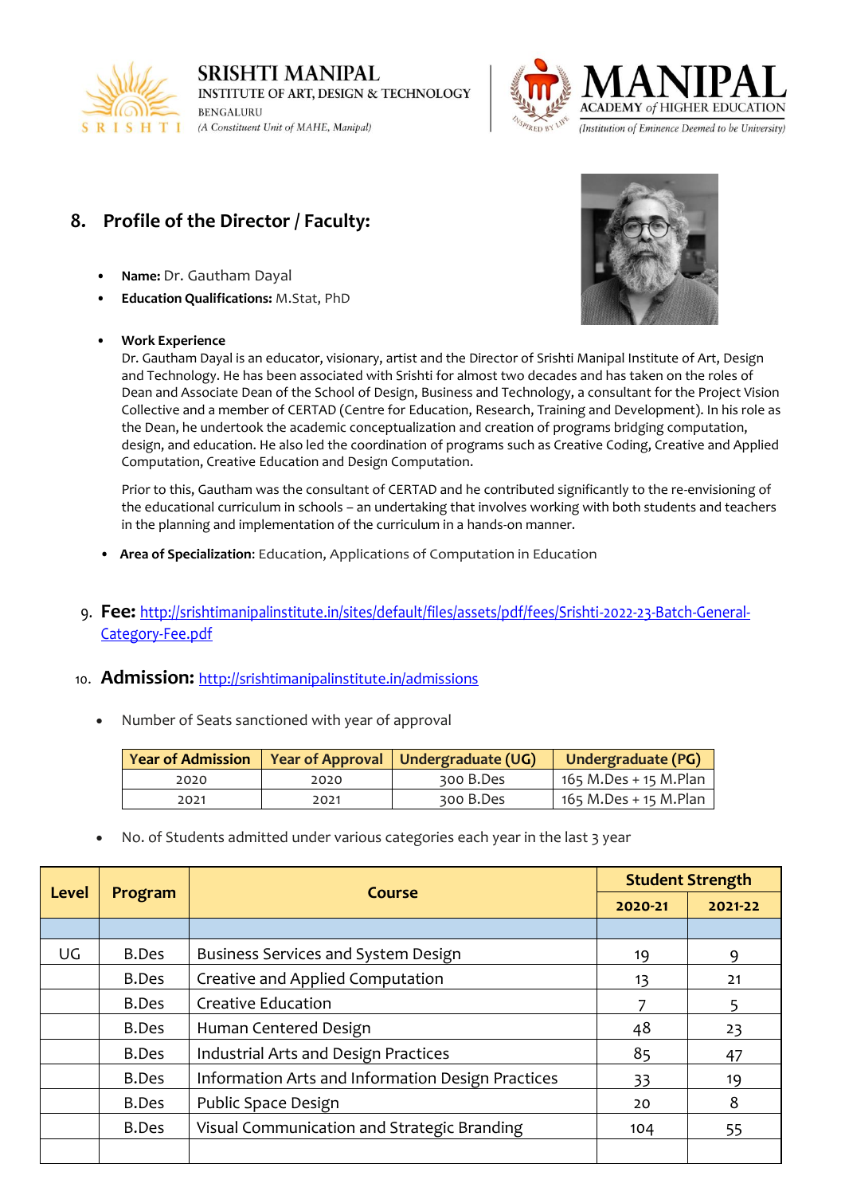## 8. Profile of the Director / Faculty:

- **Name:** Dr. Gautham Dayal
- **Education Qualifications:** M.Stat, PhD

- **Work Experience**
  Dr. Gautham Dayal is an educator, visionary, artist and the Director of Srishti Manipal Institute of Art, Design and Technology. He has been associated with Srishti for almost two decades and has taken on the roles of Dean and Associate Dean of the School of Design, Business and Technology, a consultant for the Project Vision Collective and a member of CERTAD (Centre for Education, Research, Training and Development). In his role as the Dean, he undertook the academic conceptualization and creation of programs bridging computation, design, and education. He also led the coordination of programs such as Creative Coding, Creative and Applied Computation, Creative Education and Design Computation.

  Prior to this, Gautham was the consultant of CERTAD and he contributed significantly to the re-envisioning of the educational curriculum in schools – an undertaking that involves working with both students and teachers in the planning and implementation of the curriculum in a hands-on manner.

- **Area of Specialization**: Education, Applications of Computation in Education

## 9. Fee: [http://srishtimanipalinstitute.in/sites/default/files/assets/pdf/fees/Srishti-2022-23-Batch-General-Category-Fee.pdf](http://srishtimanipalinstitute.in/sites/default/files/assets/pdf/fees/Srishti-2022-23-Batch-General-Category-Fee.pdf)

## 10. Admission: [http://srishtimanipalinstitute.in/admissions](http://srishtimanipalinstitute.in/admissions)

- Number of Seats sanctioned with year of approval

| Year of Admission | Year of Approval | Undergraduate (UG) | Undergraduate (PG) |
|---|---|---|---|
| 2020 | 2020 | 300 B.Des | 165 M.Des + 15 M.Plan |
| 2021 | 2021 | 300 B.Des | 165 M.Des + 15 M.Plan |

- No. of Students admitted under various categories each year in the last 3 year

| Level | Program | Course | Student Strength | |
|---|---|---|---|---|
| | | | 2020-21 | 2021-22 |
| | | | | |
| UG | B.Des | Business Services and System Design | 19 | 9 |
| | B.Des | Creative and Applied Computation | 13 | 21 |
| | B.Des | Creative Education | 7 | 5 |
| | B.Des | Human Centered Design | 48 | 23 |
| | B.Des | Industrial Arts and Design Practices | 85 | 47 |
| | B.Des | Information Arts and Information Design Practices | 33 | 19 |
| | B.Des | Public Space Design | 20 | 8 |
| | B.Des | Visual Communication and Strategic Branding | 104 | 55 |
| | | | | |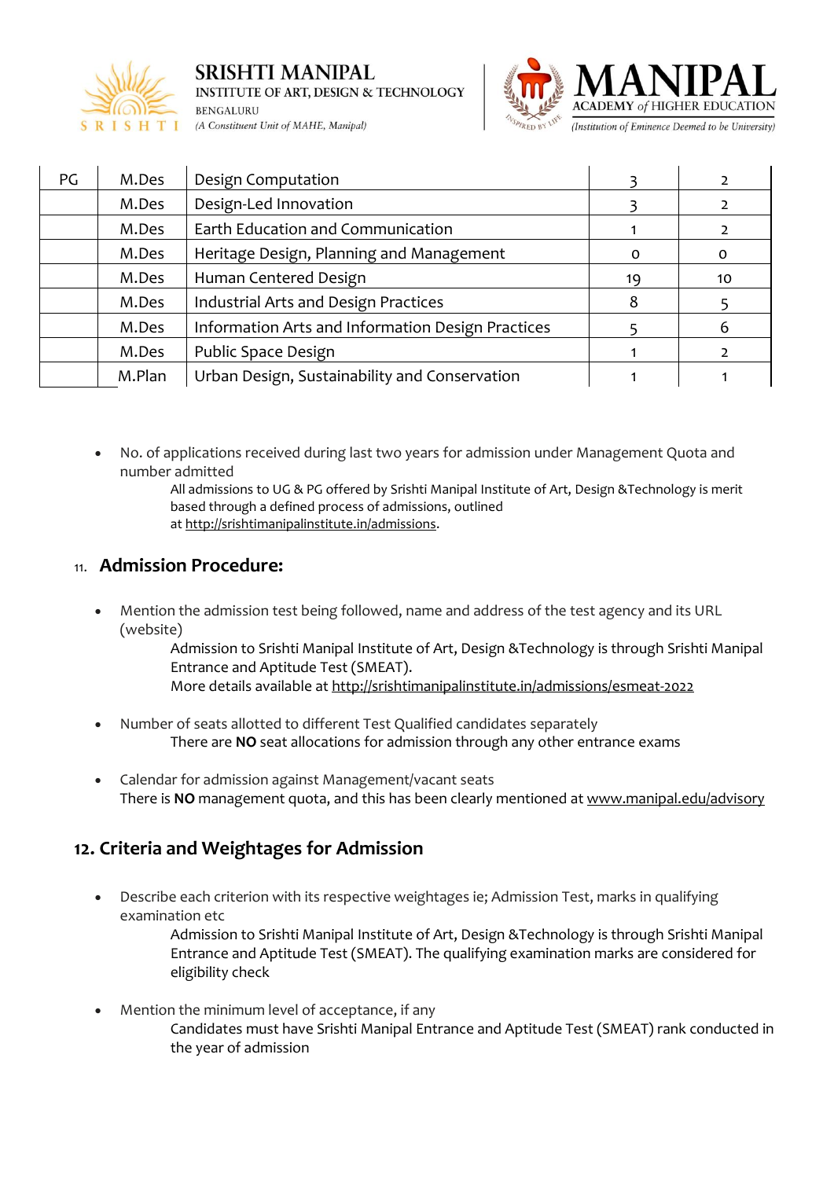| PG | M.Des | Design Computation | 3 | 2 |
|---|---|---|---|---|
| | M.Des | Design-Led Innovation | 3 | 2 |
| | M.Des | Earth Education and Communication | 1 | 2 |
| | M.Des | Heritage Design, Planning and Management | 0 | 0 |
| | M.Des | Human Centered Design | 19 | 10 |
| | M.Des | Industrial Arts and Design Practices | 8 | 5 |
| | M.Des | Information Arts and Information Design Practices | 5 | 6 |
| | M.Des | Public Space Design | 1 | 2 |
| | M.Plan | Urban Design, Sustainability and Conservation | 1 | 1 |

- No. of applications received during last two years for admission under Management Quota and number admitted

  All admissions to UG & PG offered by Srishti Manipal Institute of Art, Design &Technology is merit based through a defined process of admissions, outlined at http://srishtimanipalinstitute.in/admissions.

## 11. Admission Procedure:

- Mention the admission test being followed, name and address of the test agency and its URL (website)

  Admission to Srishti Manipal Institute of Art, Design &Technology is through Srishti Manipal Entrance and Aptitude Test (SMEAT).
  More details available at http://srishtimanipalinstitute.in/admissions/esmeat-2022

- Number of seats allotted to different Test Qualified candidates separately

  There are **NO** seat allocations for admission through any other entrance exams

- Calendar for admission against Management/vacant seats

  There is **NO** management quota, and this has been clearly mentioned at www.manipal.edu/advisory

## 12. Criteria and Weightages for Admission

- Describe each criterion with its respective weightages ie; Admission Test, marks in qualifying examination etc

  Admission to Srishti Manipal Institute of Art, Design &Technology is through Srishti Manipal Entrance and Aptitude Test (SMEAT). The qualifying examination marks are considered for eligibility check

- Mention the minimum level of acceptance, if any

  Candidates must have Srishti Manipal Entrance and Aptitude Test (SMEAT) rank conducted in the year of admission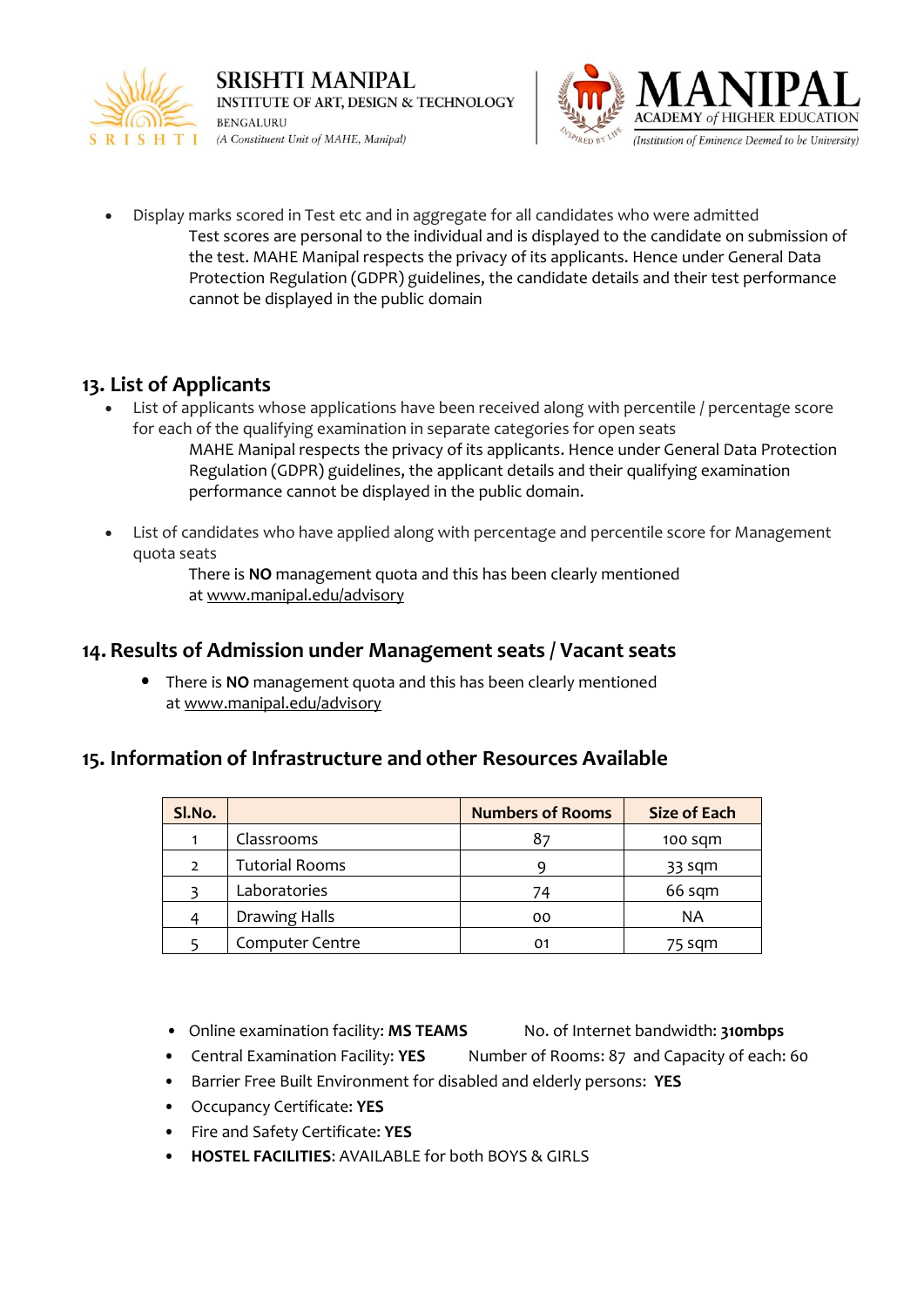- Display marks scored in Test etc and in aggregate for all candidates who were admitted

  Test scores are personal to the individual and is displayed to the candidate on submission of the test. MAHE Manipal respects the privacy of its applicants. Hence under General Data Protection Regulation (GDPR) guidelines, the candidate details and their test performance cannot be displayed in the public domain

## 13. List of Applicants

- List of applicants whose applications have been received along with percentile / percentage score for each of the qualifying examination in separate categories for open seats

  MAHE Manipal respects the privacy of its applicants. Hence under General Data Protection Regulation (GDPR) guidelines, the applicant details and their qualifying examination performance cannot be displayed in the public domain.

- List of candidates who have applied along with percentage and percentile score for Management quota seats

  There is **NO** management quota and this has been clearly mentioned at www.manipal.edu/advisory

## 14. Results of Admission under Management seats / Vacant seats

- There is **NO** management quota and this has been clearly mentioned at www.manipal.edu/advisory

## 15. Information of Infrastructure and other Resources Available

| Sl.No. | | Numbers of Rooms | Size of Each |
|---|---|---|---|
| 1 | Classrooms | 87 | 100 sqm |
| 2 | Tutorial Rooms | 9 | 33 sqm |
| 3 | Laboratories | 74 | 66 sqm |
| 4 | Drawing Halls | 00 | NA |
| 5 | Computer Centre | 01 | 75 sqm |

- Online examination facility: **MS TEAMS** No. of Internet bandwidth: **310mbps**
- Central Examination Facility: **YES** Number of Rooms: 87 and Capacity of each: 60
- Barrier Free Built Environment for disabled and elderly persons: **YES**
- Occupancy Certificate: **YES**
- Fire and Safety Certificate: **YES**
- **HOSTEL FACILITIES**: AVAILABLE for both BOYS & GIRLS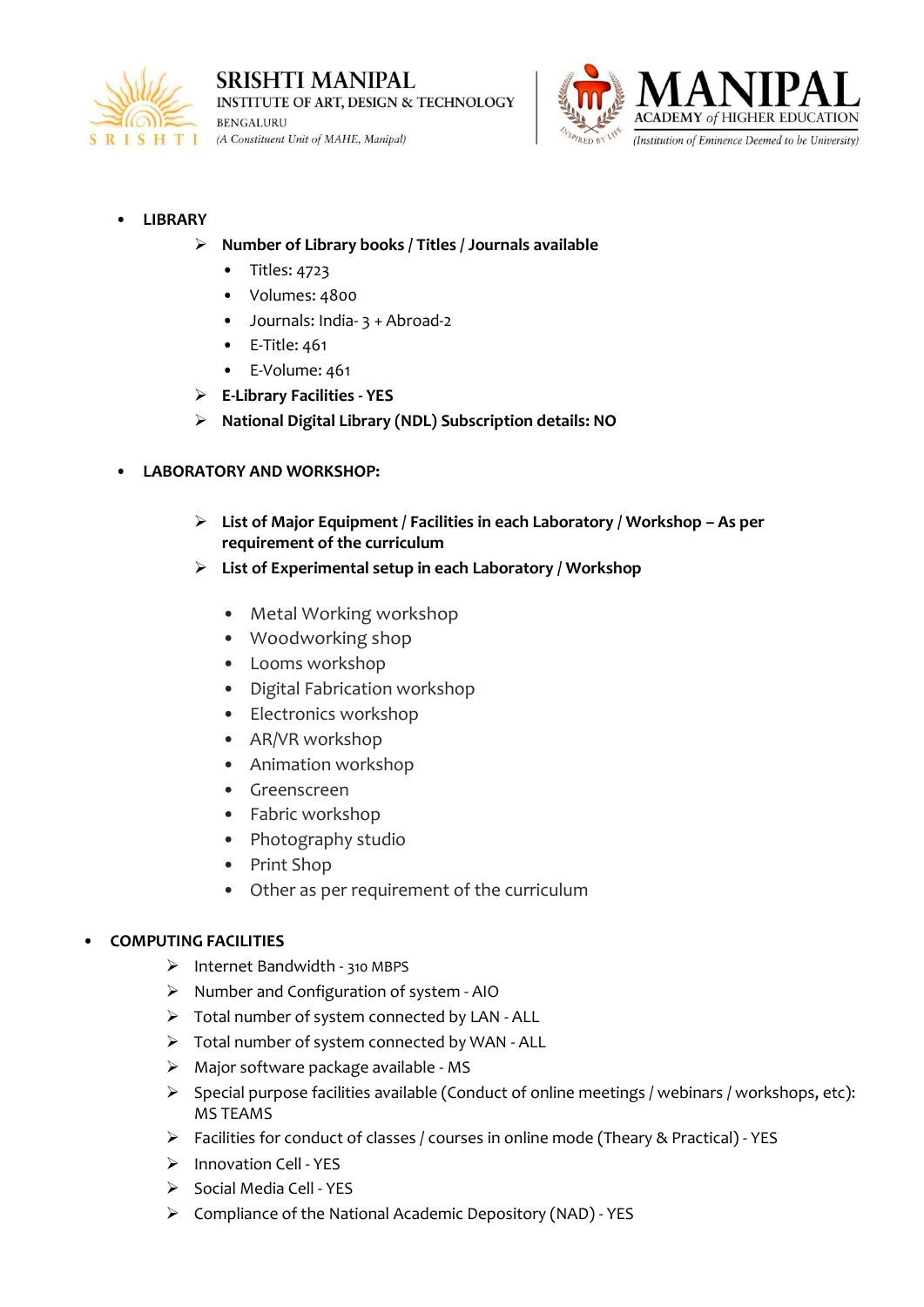- **LIBRARY**
  - **Number of Library books / Titles / Journals available**
    - Titles: 4723
    - Volumes: 4800
    - Journals: India- 3 + Abroad-2
    - E-Title: 461
    - E-Volume: 461
  - **E-Library Facilities - YES**
  - **National Digital Library (NDL) Subscription details: NO**

- **LABORATORY AND WORKSHOP:**
  - **List of Major Equipment / Facilities in each Laboratory / Workshop – As per requirement of the curriculum**
  - **List of Experimental setup in each Laboratory / Workshop**
    - Metal Working workshop
    - Woodworking shop
    - Looms workshop
    - Digital Fabrication workshop
    - Electronics workshop
    - AR/VR workshop
    - Animation workshop
    - Greenscreen
    - Fabric workshop
    - Photography studio
    - Print Shop
    - Other as per requirement of the curriculum

- **COMPUTING FACILITIES**
  - Internet Bandwidth - 310 MBPS
  - Number and Configuration of system - AIO
  - Total number of system connected by LAN - ALL
  - Total number of system connected by WAN - ALL
  - Major software package available - MS
  - Special purpose facilities available (Conduct of online meetings / webinars / workshops, etc): MS TEAMS
  - Facilities for conduct of classes / courses in online mode (Theary & Practical) - YES
  - Innovation Cell - YES
  - Social Media Cell - YES
  - Compliance of the National Academic Depository (NAD) - YES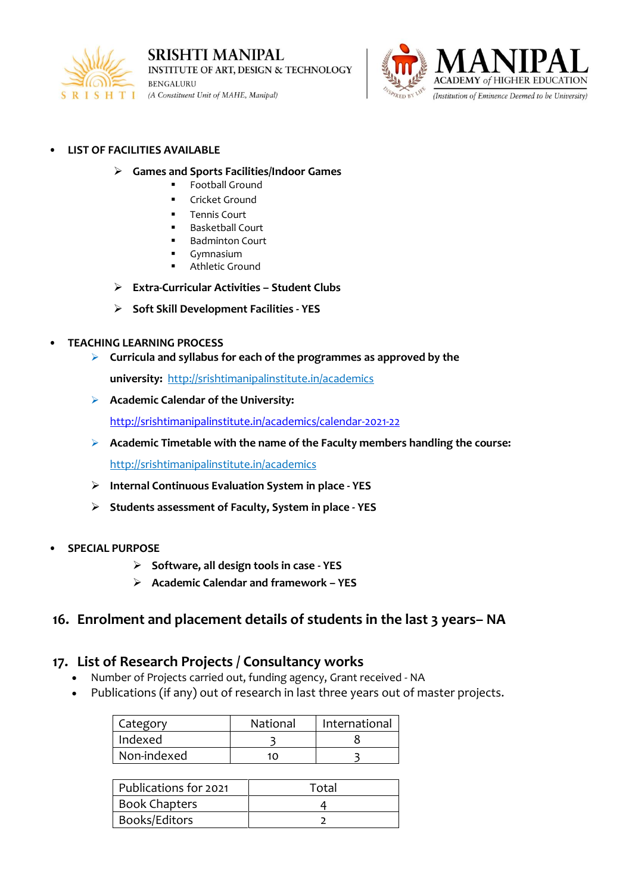- **LIST OF FACILITIES AVAILABLE**
  - **Games and Sports Facilities/Indoor Games**
    - Football Ground
    - Cricket Ground
    - Tennis Court
    - Basketball Court
    - Badminton Court
    - Gymnasium
    - Athletic Ground
  - **Extra-Curricular Activities – Student Clubs**
  - **Soft Skill Development Facilities - YES**

- **TEACHING LEARNING PROCESS**
  - **Curricula and syllabus for each of the programmes as approved by the university:** [http://srishtimanipalinstitute.in/academics](http://srishtimanipalinstitute.in/academics)
  - **Academic Calendar of the University:** [http://srishtimanipalinstitute.in/academics/calendar-2021-22](http://srishtimanipalinstitute.in/academics/calendar-2021-22)
  - **Academic Timetable with the name of the Faculty members handling the course:** [http://srishtimanipalinstitute.in/academics](http://srishtimanipalinstitute.in/academics)
  - **Internal Continuous Evaluation System in place - YES**
  - **Students assessment of Faculty, System in place - YES**

- **SPECIAL PURPOSE**
  - **Software, all design tools in case - YES**
  - **Academic Calendar and framework – YES**

## 16. Enrolment and placement details of students in the last 3 years– NA

## 17. List of Research Projects / Consultancy works

- Number of Projects carried out, funding agency, Grant received - NA
- Publications (if any) out of research in last three years out of master projects.

| Category | National | International |
|---|---|---|
| Indexed | 3 | 8 |
| Non-indexed | 10 | 3 |

| Publications for 2021 | Total |
|---|---|
| Book Chapters | 4 |
| Books/Editors | 2 |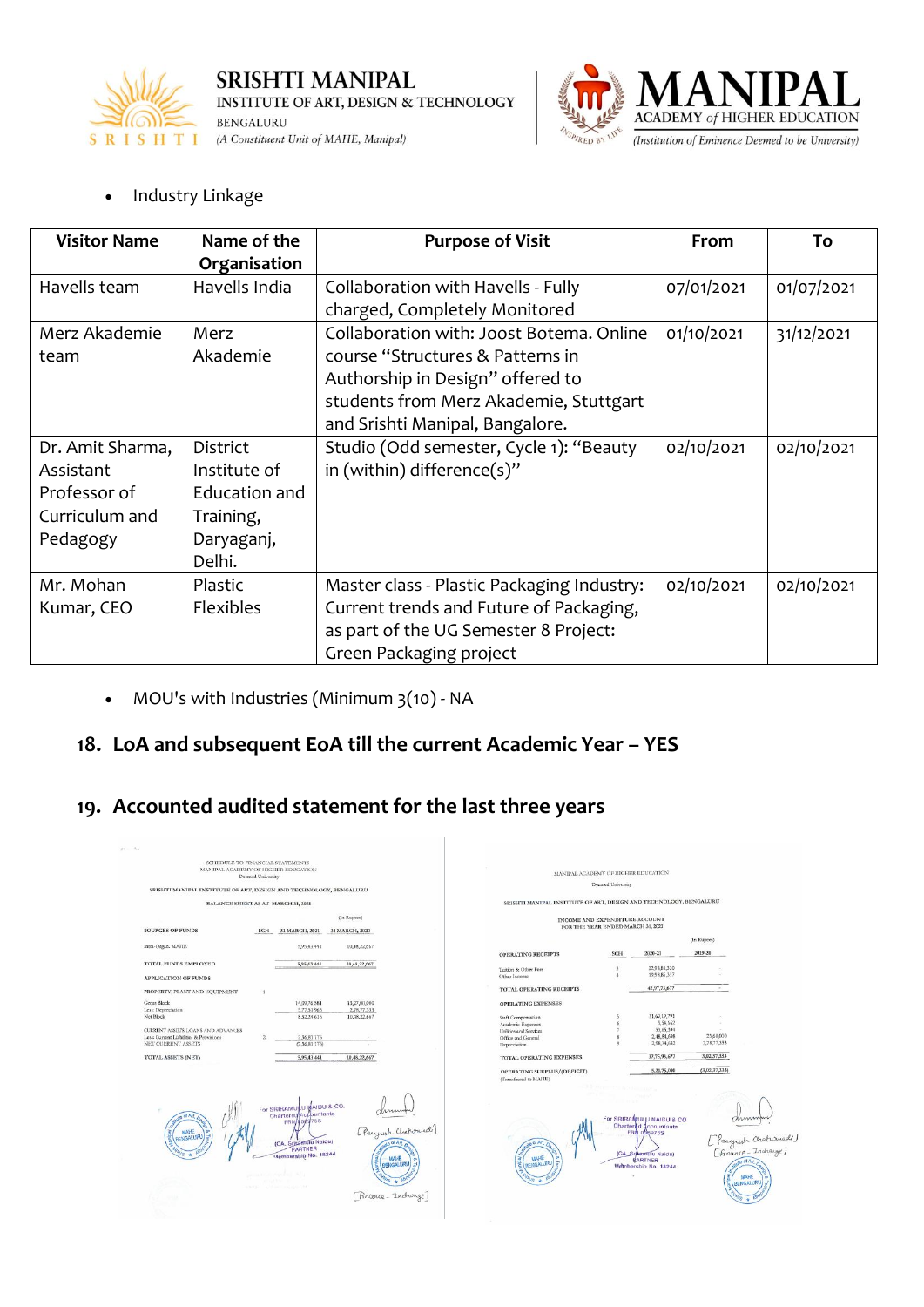- Industry Linkage

| Visitor Name | Name of the Organisation | Purpose of Visit | From | To |
|---|---|---|---|---|
| Havells team | Havells India | Collaboration with Havells - Fully charged, Completely Monitored | 07/01/2021 | 01/07/2021 |
| Merz Akademie team | Merz Akademie | Collaboration with: Joost Botema. Online course "Structures & Patterns in Authorship in Design" offered to students from Merz Akademie, Stuttgart and Srishti Manipal, Bangalore. | 01/10/2021 | 31/12/2021 |
| Dr. Amit Sharma, Assistant Professor of Curriculum and Pedagogy | District Institute of Education and Training, Daryaganj, Delhi. | Studio (Odd semester, Cycle 1): "Beauty in (within) difference(s)" | 02/10/2021 | 02/10/2021 |
| Mr. Mohan Kumar, CEO | Plastic Flexibles | Master class - Plastic Packaging Industry: Current trends and Future of Packaging, as part of the UG Semester 8 Project: Green Packaging project | 02/10/2021 | 02/10/2021 |

- MOU's with Industries (Minimum 3(10) - NA

## 18. LoA and subsequent EoA till the current Academic Year – YES

## 19. Accounted audited statement for the last three years

SCHEDULE TO FINANCIAL STATEMENTS
MANIPAL ACADEMY OF HIGHER EDUCATION
Deemed University

SRISHTI MANIPAL INSTITUTE OF ART, DESIGN AND TECHNOLOGY, BENGALURU

BALANCE SHEET AS AT MARCH 31, 2021

(In Rupees)

| SOURCES OF FUNDS | SCH | 31 MARCH, 2021 | 31 MARCH, 2020 |
|---|---|---|---|
| Inter-Unit A/c MAHE | | 5,95,63,441 | 10,48,22,667 |
| TOTAL FUNDS EMPLOYED | | 5,95,63,441 | 10,48,22,667 |
| APPLICATION OF FUNDS | | | |
| PROPERTY, PLANT AND EQUIPMENT | 1 | | |
| Gross Block | | 14,09,74,981 | 13,27,01,000 |
| Less: Depreciation | | 5,77,50,565 | 2,78,77,333 |
| Net Block | | 8,32,24,616 | 10,48,22,667 |
| CURRENT ASSETS, LOANS AND ADVANCES | | | |
| Less: Current Liabilities & Provisions | 2 | 2,36,61,175 | |
| NET CURRENT ASSETS | | (2,36,61,175) | |
| TOTAL ASSETS (NET) | | 5,95,63,441 | 10,48,22,667 |

For SRIRAMULU NAIDU & CO.
Chartered Accountants
FRN 008975S
(CA. Srinivasulu Naidu)
PARTNER
Membership No. 18244

[Pavyush Chaturvedi]
[Finance - Incharge]

MANIPAL ACADEMY OF HIGHER EDUCATION
Deemed University

SRISHTI MANIPAL INSTITUTE OF ART, DESIGN AND TECHNOLOGY, BENGALURU

INCOME AND EXPENDITURE ACCOUNT
FOR THE YEAR ENDED MARCH 31, 2021

(In Rupees)

| | SCH | 2020-21 | 2019-20 |
|---|---|---|---|
| OPERATING RECEIPTS | | | |
| Tuition & Other Fees | 3 | 22,98,84,320 | - |
| Other Income | 4 | 19,98,88,357 | - |
| TOTAL OPERATING RECEIPTS | | 42,97,72,677 | - |
| OPERATING EXPENSES | | | |
| Staff Compensation | 5 | 31,60,19,791 | - |
| Academic Expenses | 6 | 5,34,562 | - |
| Utilities and Services | 7 | 33,66,394 | - |
| Office and General | 8 | 2,48,84,598 | 23,60,000 |
| Depreciation | 9 | 2,98,74,632 | 2,78,77,333 |
| TOTAL OPERATING EXPENSES | | 37,75,98,677 | 3,02,37,333 |
| OPERATING SURPLUS/(DEFICIT) (Transferred to MAHE) | | 5,21,76,000 | (3,02,37,333) |

For SRIRAMULU NAIDU & CO
Chartered Accountants
FRN 008975S
(CA. Srinivasulu Naidu)
PARTNER
Membership No. 18244

[Pavyush Chaturvedi]
[Finance - Incharge]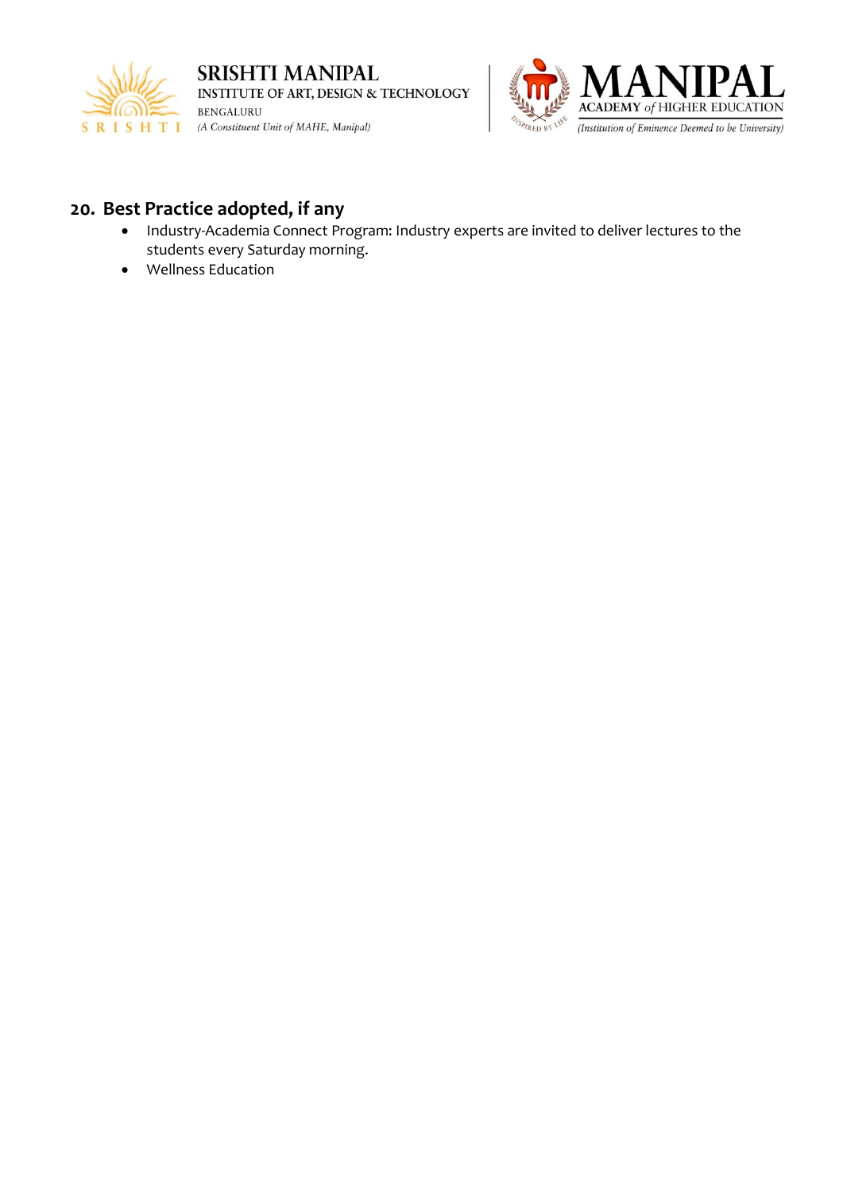## 20. Best Practice adopted, if any

- Industry-Academia Connect Program: Industry experts are invited to deliver lectures to the students every Saturday morning.
- Wellness Education